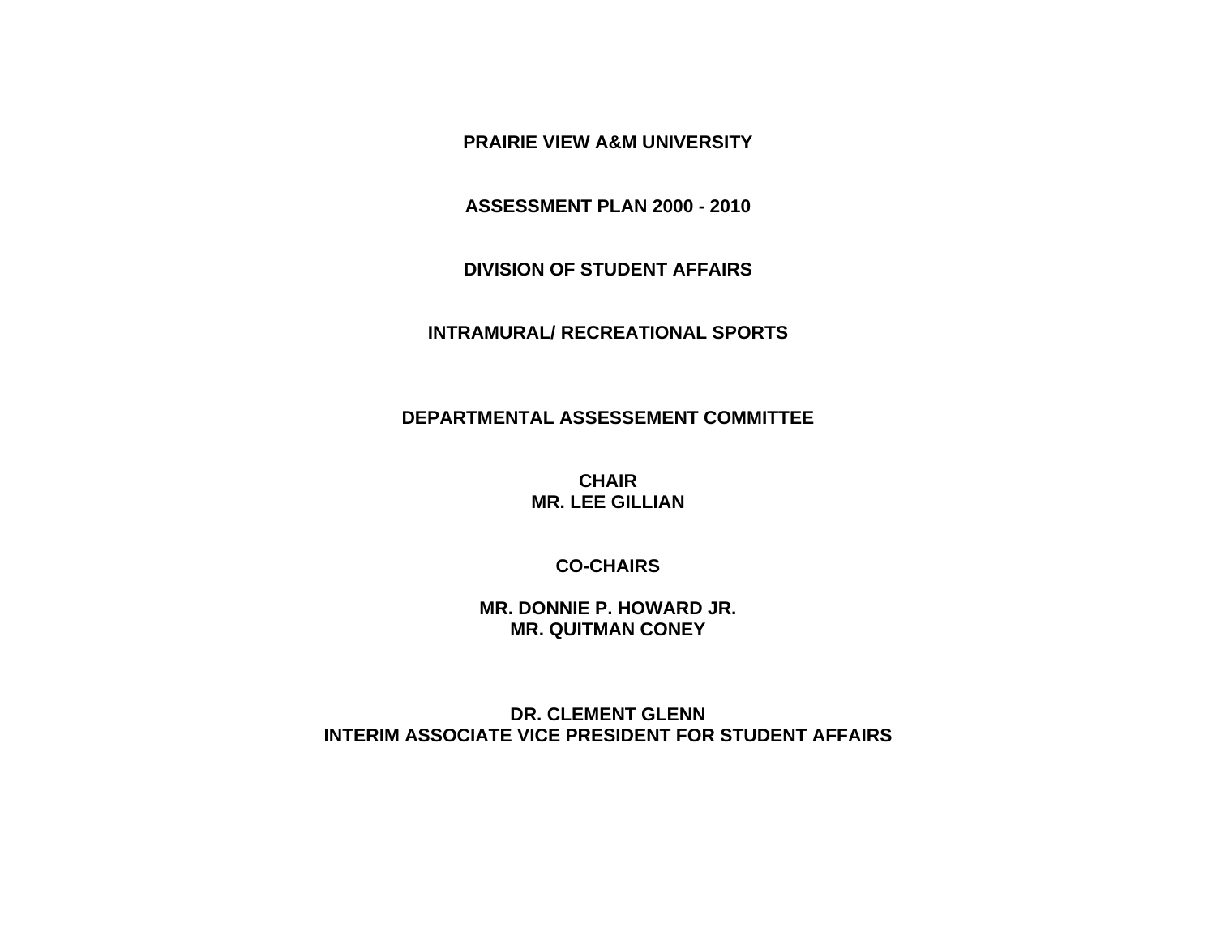# PRAIRIE VIEW A&M UNIVERSITY

## ASSESSMENT PLAN 2000 - 2010

## DIVISION OF STUDENT AFFAIRS

## INTRAMURAL/ RECREATIONAL SPORTS

**DEPARTMENTAL ASSESSEMENT COMMITTEE**

**CHAIR**
**MR. LEE GILLIAN**

**CO-CHAIRS**

**MR. DONNIE P. HOWARD JR.**
**MR. QUITMAN CONEY**

**DR. CLEMENT GLENN**
**INTERIM ASSOCIATE VICE PRESIDENT FOR STUDENT AFFAIRS**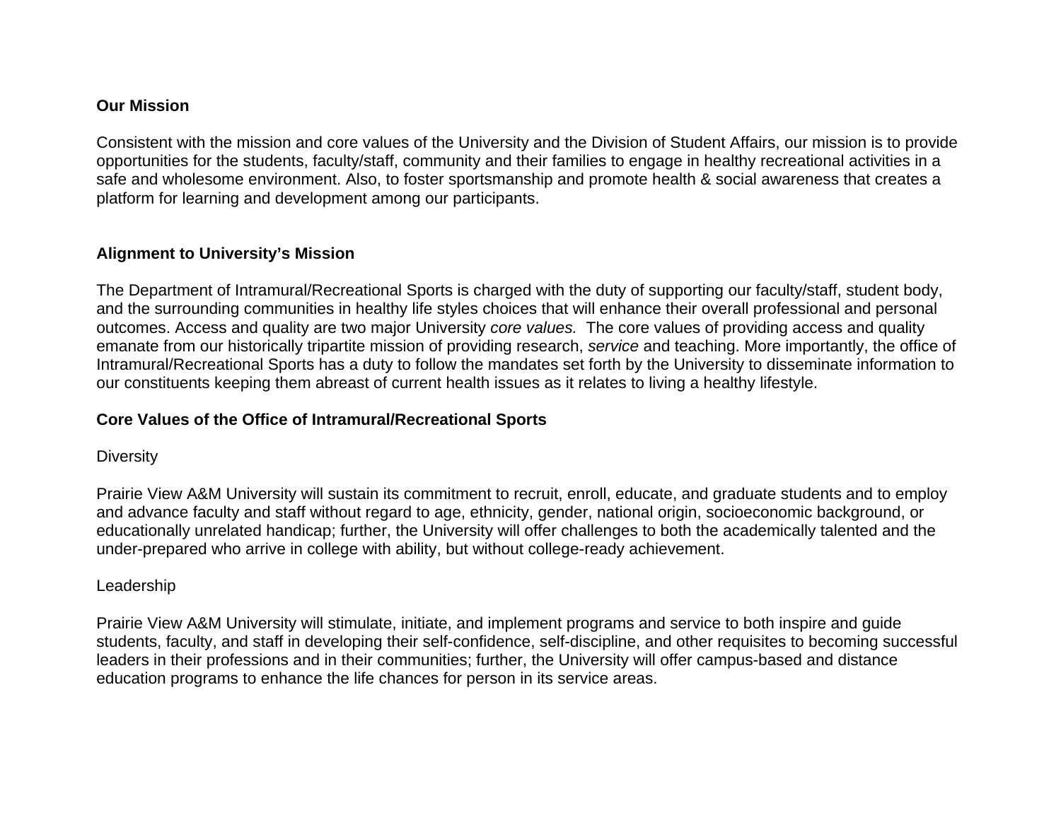**Our Mission**

Consistent with the mission and core values of the University and the Division of Student Affairs, our mission is to provide opportunities for the students, faculty/staff, community and their families to engage in healthy recreational activities in a safe and wholesome environment. Also, to foster sportsmanship and promote health & social awareness that creates a platform for learning and development among our participants.

**Alignment to University's Mission**

The Department of Intramural/Recreational Sports is charged with the duty of supporting our faculty/staff, student body, and the surrounding communities in healthy life styles choices that will enhance their overall professional and personal outcomes. Access and quality are two major University *core values.* The core values of providing access and quality emanate from our historically tripartite mission of providing research, *service* and teaching. More importantly, the office of Intramural/Recreational Sports has a duty to follow the mandates set forth by the University to disseminate information to our constituents keeping them abreast of current health issues as it relates to living a healthy lifestyle.

**Core Values of the Office of Intramural/Recreational Sports**

Diversity

Prairie View A&M University will sustain its commitment to recruit, enroll, educate, and graduate students and to employ and advance faculty and staff without regard to age, ethnicity, gender, national origin, socioeconomic background, or educationally unrelated handicap; further, the University will offer challenges to both the academically talented and the under-prepared who arrive in college with ability, but without college-ready achievement.

Leadership

Prairie View A&M University will stimulate, initiate, and implement programs and service to both inspire and guide students, faculty, and staff in developing their self-confidence, self-discipline, and other requisites to becoming successful leaders in their professions and in their communities; further, the University will offer campus-based and distance education programs to enhance the life chances for person in its service areas.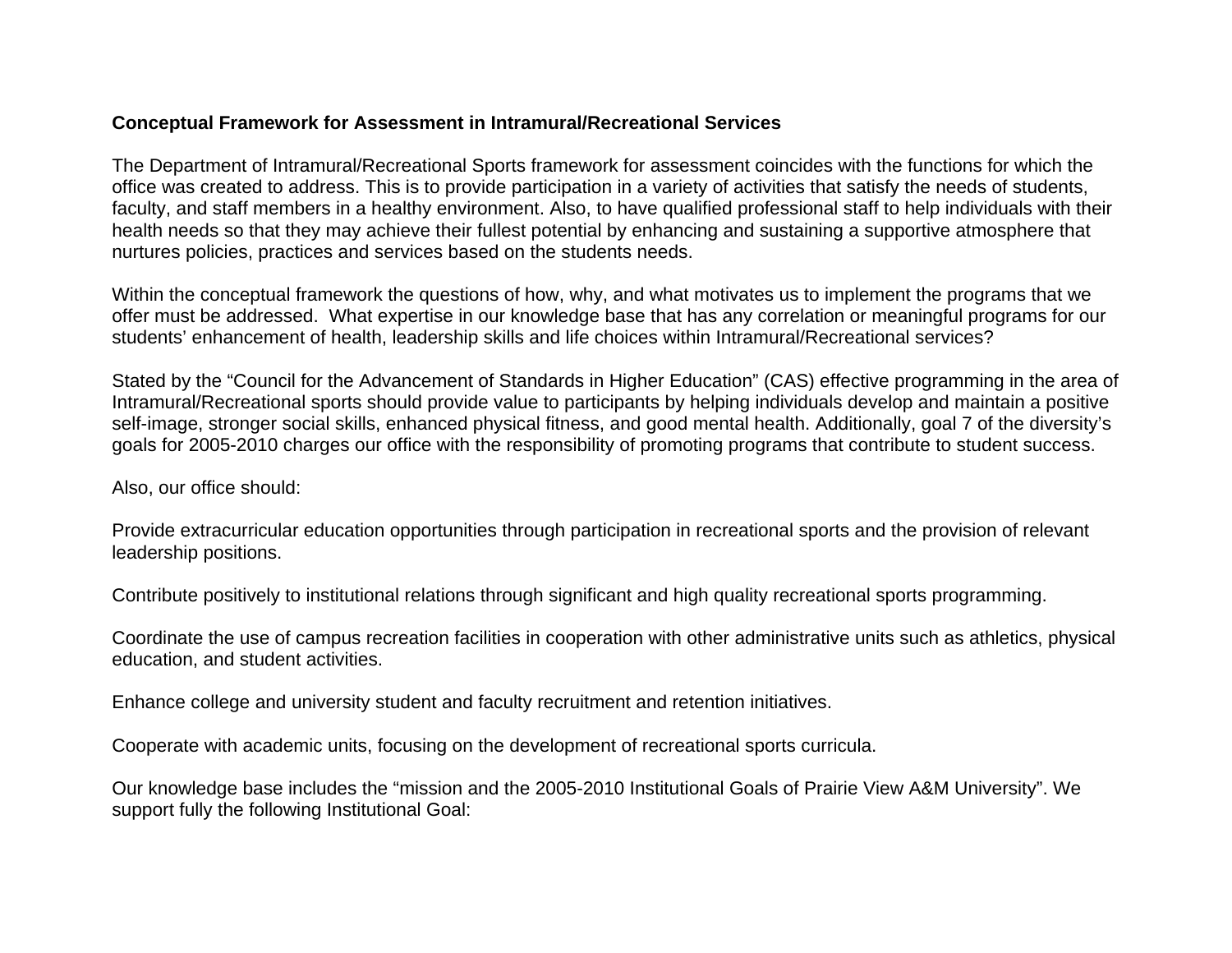**Conceptual Framework for Assessment in Intramural/Recreational Services**

The Department of Intramural/Recreational Sports framework for assessment coincides with the functions for which the office was created to address. This is to provide participation in a variety of activities that satisfy the needs of students, faculty, and staff members in a healthy environment. Also, to have qualified professional staff to help individuals with their health needs so that they may achieve their fullest potential by enhancing and sustaining a supportive atmosphere that nurtures policies, practices and services based on the students needs.

Within the conceptual framework the questions of how, why, and what motivates us to implement the programs that we offer must be addressed. What expertise in our knowledge base that has any correlation or meaningful programs for our students' enhancement of health, leadership skills and life choices within Intramural/Recreational services?

Stated by the "Council for the Advancement of Standards in Higher Education" (CAS) effective programming in the area of Intramural/Recreational sports should provide value to participants by helping individuals develop and maintain a positive self-image, stronger social skills, enhanced physical fitness, and good mental health. Additionally, goal 7 of the diversity's goals for 2005-2010 charges our office with the responsibility of promoting programs that contribute to student success.

Also, our office should:

Provide extracurricular education opportunities through participation in recreational sports and the provision of relevant leadership positions.

Contribute positively to institutional relations through significant and high quality recreational sports programming.

Coordinate the use of campus recreation facilities in cooperation with other administrative units such as athletics, physical education, and student activities.

Enhance college and university student and faculty recruitment and retention initiatives.

Cooperate with academic units, focusing on the development of recreational sports curricula.

Our knowledge base includes the "mission and the 2005-2010 Institutional Goals of Prairie View A&M University". We support fully the following Institutional Goal: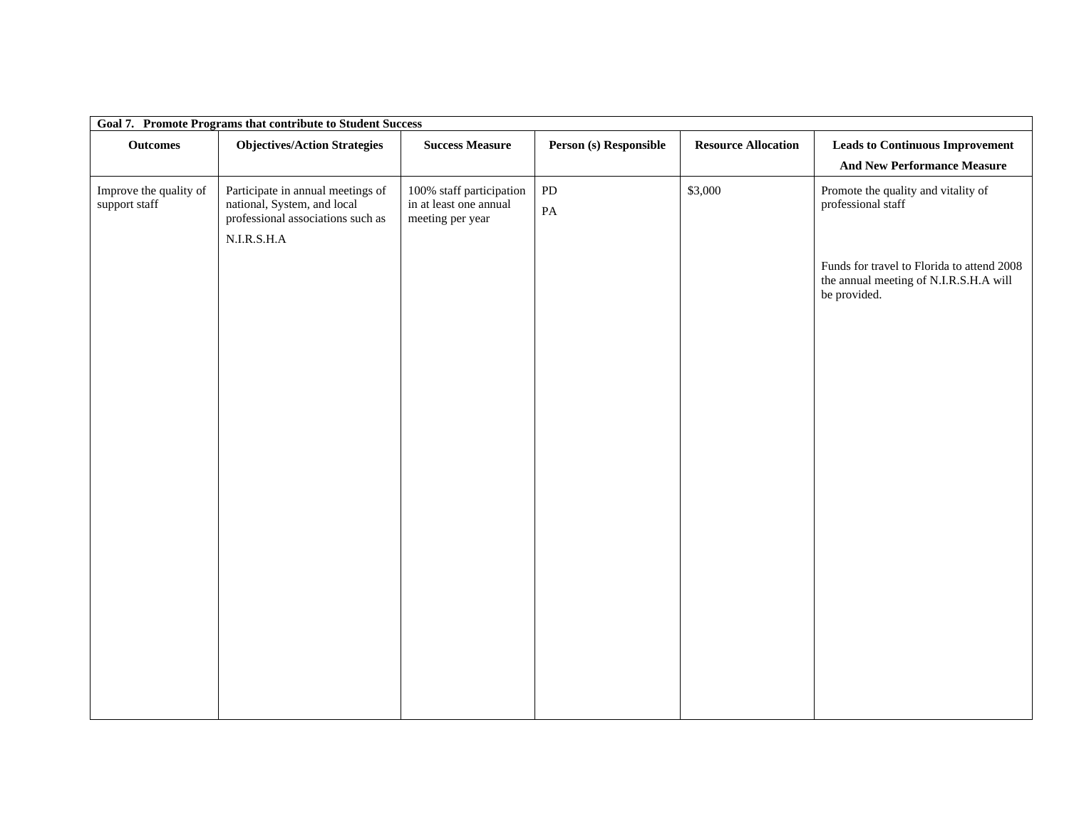| Goal 7. Promote Programs that contribute to Student Success | | | | | |
|---|---|---|---|---|---|
| **Outcomes** | **Objectives/Action Strategies** | **Success Measure** | **Person (s) Responsible** | **Resource Allocation** | **Leads to Continuous Improvement And New Performance Measure** |
| Improve the quality of support staff | Participate in annual meetings of national, System, and local professional associations such as N.I.R.S.H.A | 100% staff participation in at least one annual meeting per year | PD<br>PA | $3,000 | Promote the quality and vitality of professional staff<br><br>Funds for travel to Florida to attend 2008 the annual meeting of N.I.R.S.H.A will be provided. |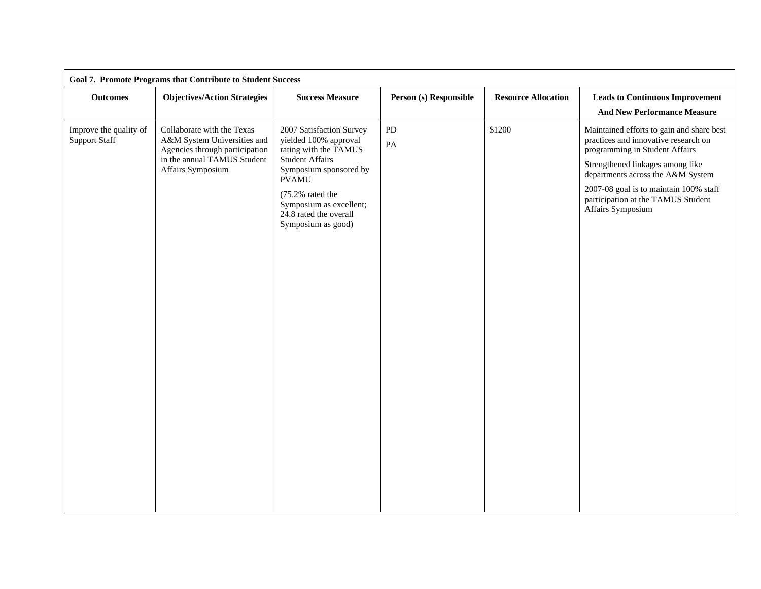| Goal 7. Promote Programs that Contribute to Student Success | | | | | |
|---|---|---|---|---|---|
| **Outcomes** | **Objectives/Action Strategies** | **Success Measure** | **Person (s) Responsible** | **Resource Allocation** | **Leads to Continuous Improvement And New Performance Measure** |
| Improve the quality of Support Staff | Collaborate with the Texas A&M System Universities and Agencies through participation in the annual TAMUS Student Affairs Symposium | 2007 Satisfaction Survey yielded 100% approval rating with the TAMUS Student Affairs Symposium sponsored by PVAMU<br><br>(75.2% rated the Symposium as excellent; 24.8 rated the overall Symposium as good) | PD<br><br>PA | $1200 | Maintained efforts to gain and share best practices and innovative research on programming in Student Affairs<br><br>Strengthened linkages among like departments across the A&M System<br><br>2007-08 goal is to maintain 100% staff participation at the TAMUS Student Affairs Symposium |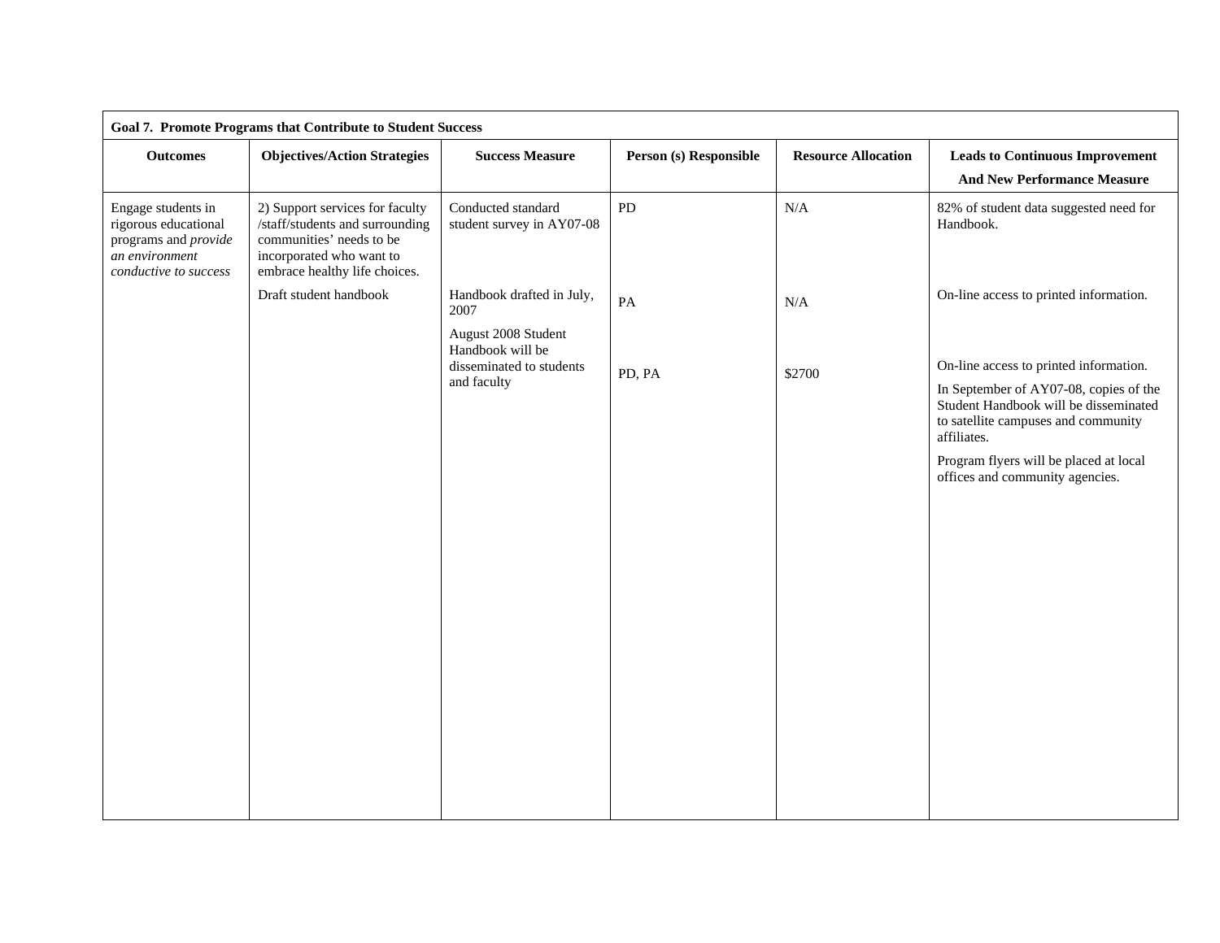| Goal 7. Promote Programs that Contribute to Student Success | | | | | |
|---|---|---|---|---|---|
| **Outcomes** | **Objectives/Action Strategies** | **Success Measure** | **Person (s) Responsible** | **Resource Allocation** | **Leads to Continuous Improvement And New Performance Measure** |
| Engage students in rigorous educational programs and *provide an environment conductive to success* | 2) Support services for faculty /staff/students and surrounding communities' needs to be incorporated who want to embrace healthy life choices. | Conducted standard student survey in AY07-08 | PD | N/A | 82% of student data suggested need for Handbook. |
| | Draft student handbook | Handbook drafted in July, 2007 | PA | N/A | On-line access to printed information. |
| | | August 2008 Student Handbook will be disseminated to students and faculty | PD, PA | $2700 | On-line access to printed information. In September of AY07-08, copies of the Student Handbook will be disseminated to satellite campuses and community affiliates. Program flyers will be placed at local offices and community agencies. |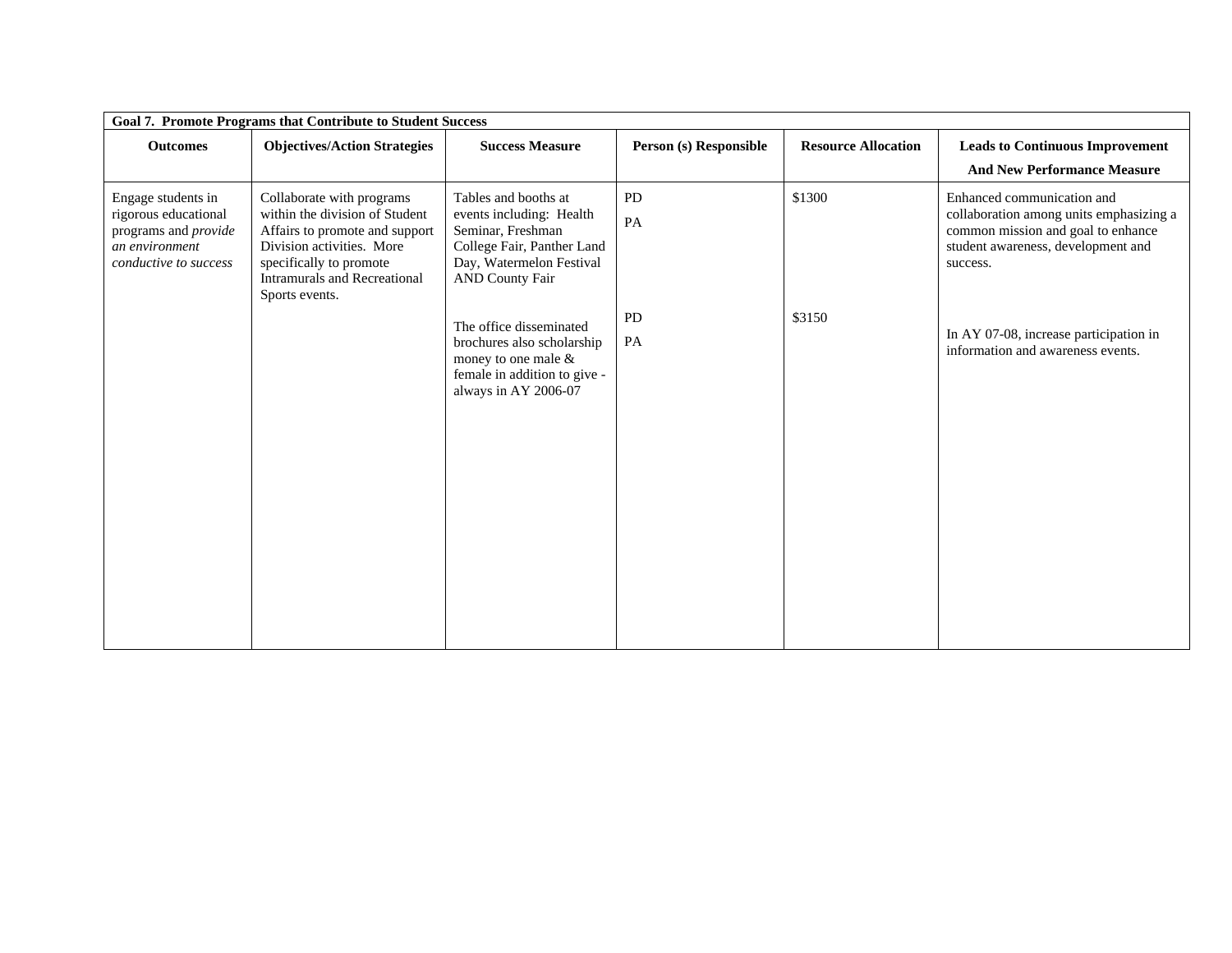| Goal 7. Promote Programs that Contribute to Student Success | | | | | |
|---|---|---|---|---|---|
| **Outcomes** | **Objectives/Action Strategies** | **Success Measure** | **Person (s) Responsible** | **Resource Allocation** | **Leads to Continuous Improvement And New Performance Measure** |
| Engage students in rigorous educational programs and *provide an environment conductive to success* | Collaborate with programs within the division of Student Affairs to promote and support Division activities. More specifically to promote Intramurals and Recreational Sports events. | Tables and booths at events including: Health Seminar, Freshman College Fair, Panther Land Day, Watermelon Festival AND County Fair | PD<br>PA | $1300 | Enhanced communication and collaboration among units emphasizing a common mission and goal to enhance student awareness, development and success. |
| | | The office disseminated brochures also scholarship money to one male & female in addition to give - always in AY 2006-07 | PD<br>PA | $3150 | In AY 07-08, increase participation in information and awareness events. |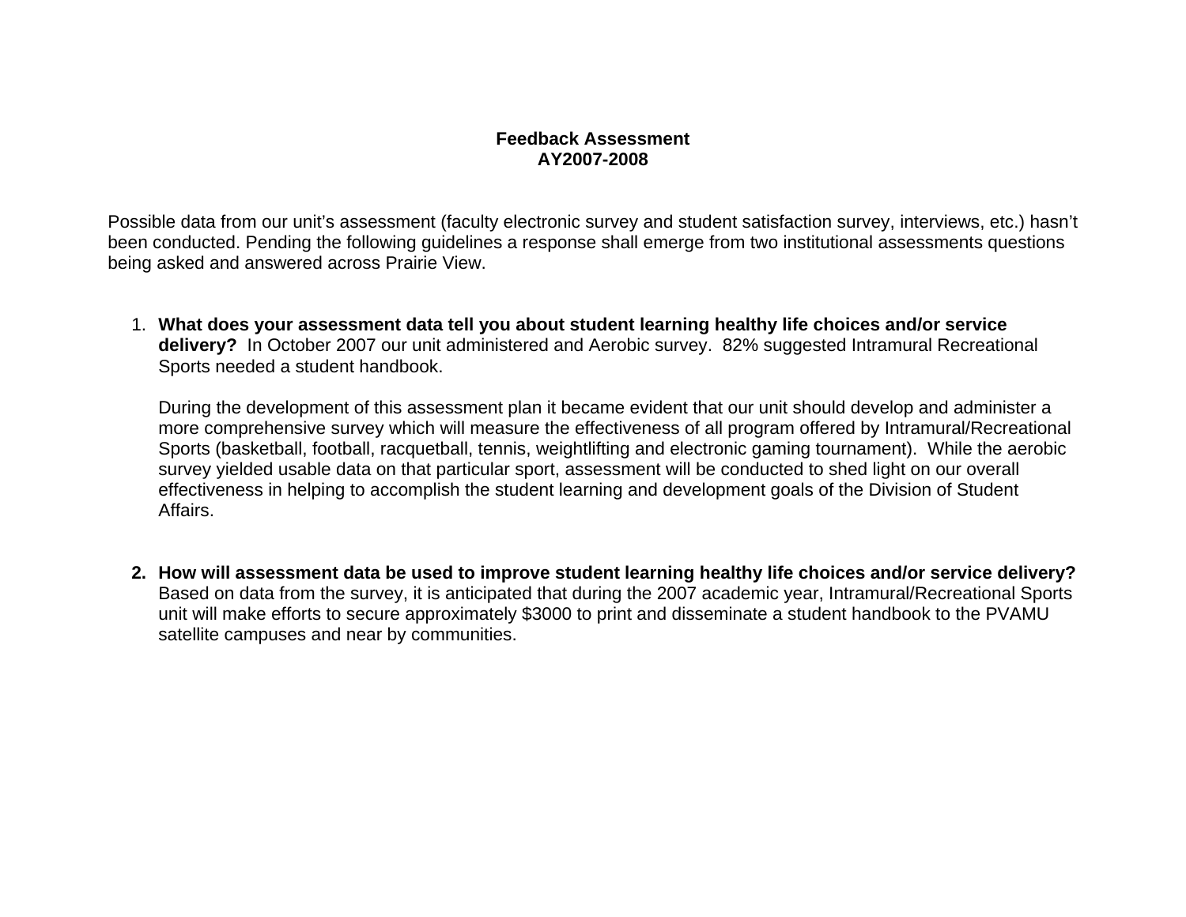**Feedback Assessment**
**AY2007-2008**

Possible data from our unit's assessment (faculty electronic survey and student satisfaction survey, interviews, etc.) hasn't been conducted. Pending the following guidelines a response shall emerge from two institutional assessments questions being asked and answered across Prairie View.

1. **What does your assessment data tell you about student learning healthy life choices and/or service delivery?** In October 2007 our unit administered and Aerobic survey. 82% suggested Intramural Recreational Sports needed a student handbook.

   During the development of this assessment plan it became evident that our unit should develop and administer a more comprehensive survey which will measure the effectiveness of all program offered by Intramural/Recreational Sports (basketball, football, racquetball, tennis, weightlifting and electronic gaming tournament). While the aerobic survey yielded usable data on that particular sport, assessment will be conducted to shed light on our overall effectiveness in helping to accomplish the student learning and development goals of the Division of Student Affairs.

2. **How will assessment data be used to improve student learning healthy life choices and/or service delivery?** Based on data from the survey, it is anticipated that during the 2007 academic year, Intramural/Recreational Sports unit will make efforts to secure approximately $3000 to print and disseminate a student handbook to the PVAMU satellite campuses and near by communities.